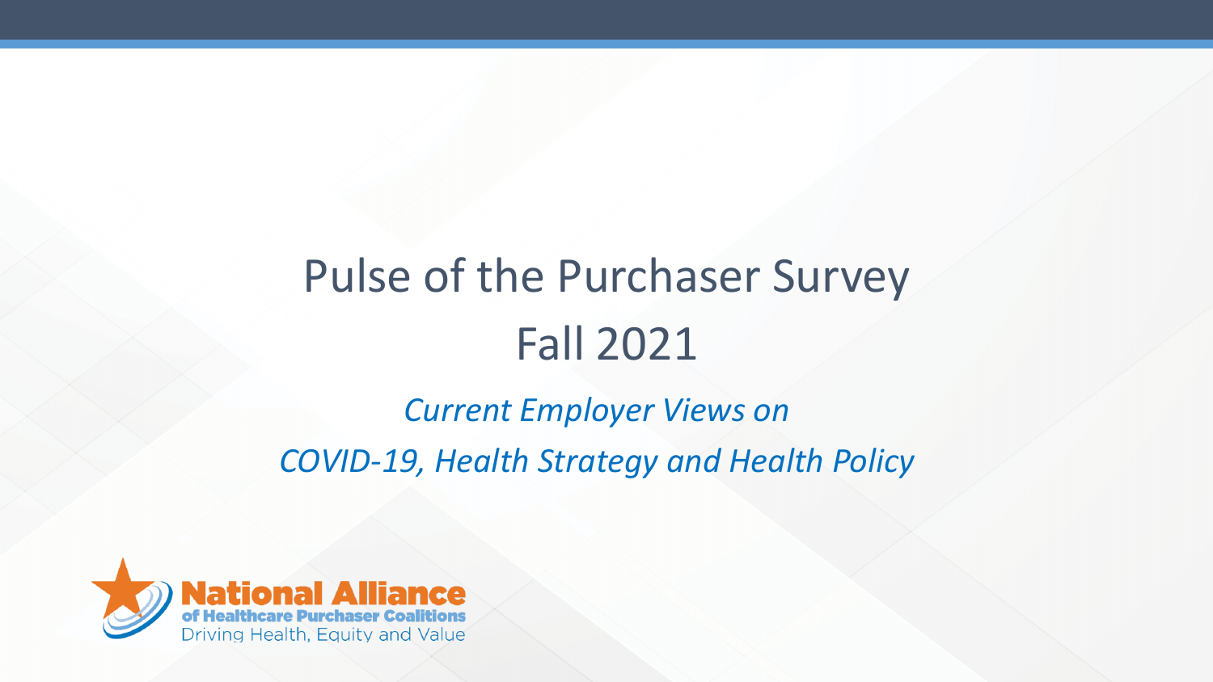# Pulse of the Purchaser Survey
# Fall 2021

*Current Employer Views on*

*COVID-19, Health Strategy and Health Policy*

National Alliance
of Healthcare Purchaser Coalitions
Driving Health, Equity and Value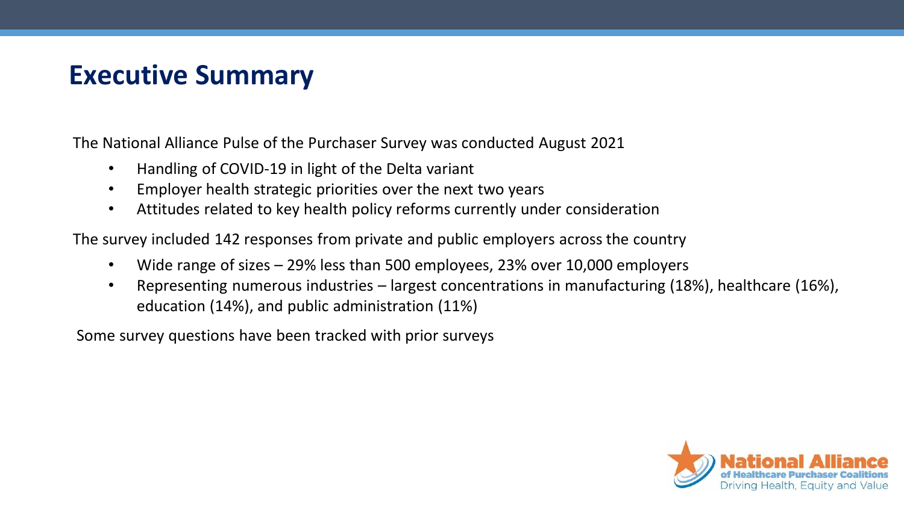# Executive Summary

The National Alliance Pulse of the Purchaser Survey was conducted August 2021

- Handling of COVID-19 in light of the Delta variant
- Employer health strategic priorities over the next two years
- Attitudes related to key health policy reforms currently under consideration

The survey included 142 responses from private and public employers across the country

- Wide range of sizes – 29% less than 500 employees, 23% over 10,000 employers
- Representing numerous industries – largest concentrations in manufacturing (18%), healthcare (16%), education (14%), and public administration (11%)

Some survey questions have been tracked with prior surveys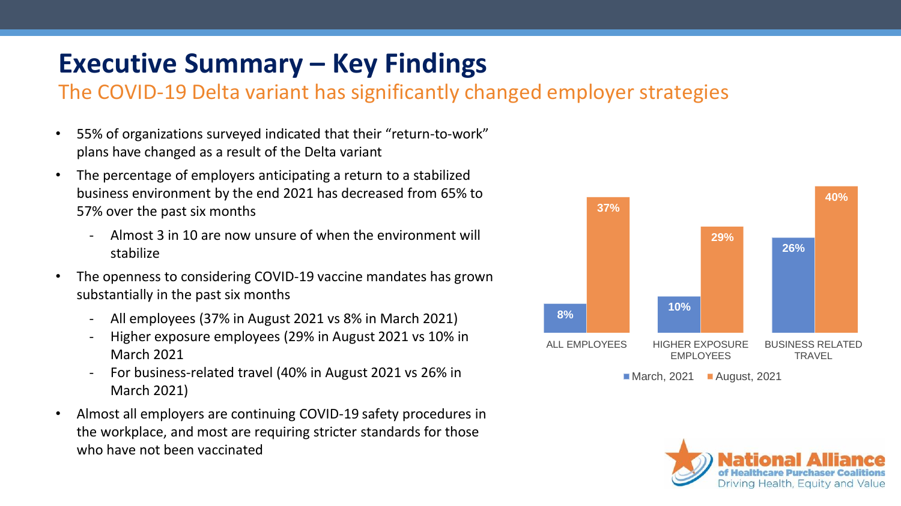# Executive Summary – Key Findings

## The COVID-19 Delta variant has significantly changed employer strategies

- 55% of organizations surveyed indicated that their "return-to-work" plans have changed as a result of the Delta variant
- The percentage of employers anticipating a return to a stabilized business environment by the end 2021 has decreased from 65% to 57% over the past six months
  - Almost 3 in 10 are now unsure of when the environment will stabilize
- The openness to considering COVID-19 vaccine mandates has grown substantially in the past six months
  - All employees (37% in August 2021 vs 8% in March 2021)
  - Higher exposure employees (29% in August 2021 vs 10% in March 2021
  - For business-related travel (40% in August 2021 vs 26% in March 2021)
- Almost all employers are continuing COVID-19 safety procedures in the workplace, and most are requiring stricter standards for those who have not been vaccinated

| | March, 2021 | August, 2021 |
|---|---|---|
| ALL EMPLOYEES | 8% | 37% |
| HIGHER EXPOSURE EMPLOYEES | 10% | 29% |
| BUSINESS RELATED TRAVEL | 26% | 40% |

National Alliance of Healthcare Purchaser Coalitions
Driving Health, Equity and Value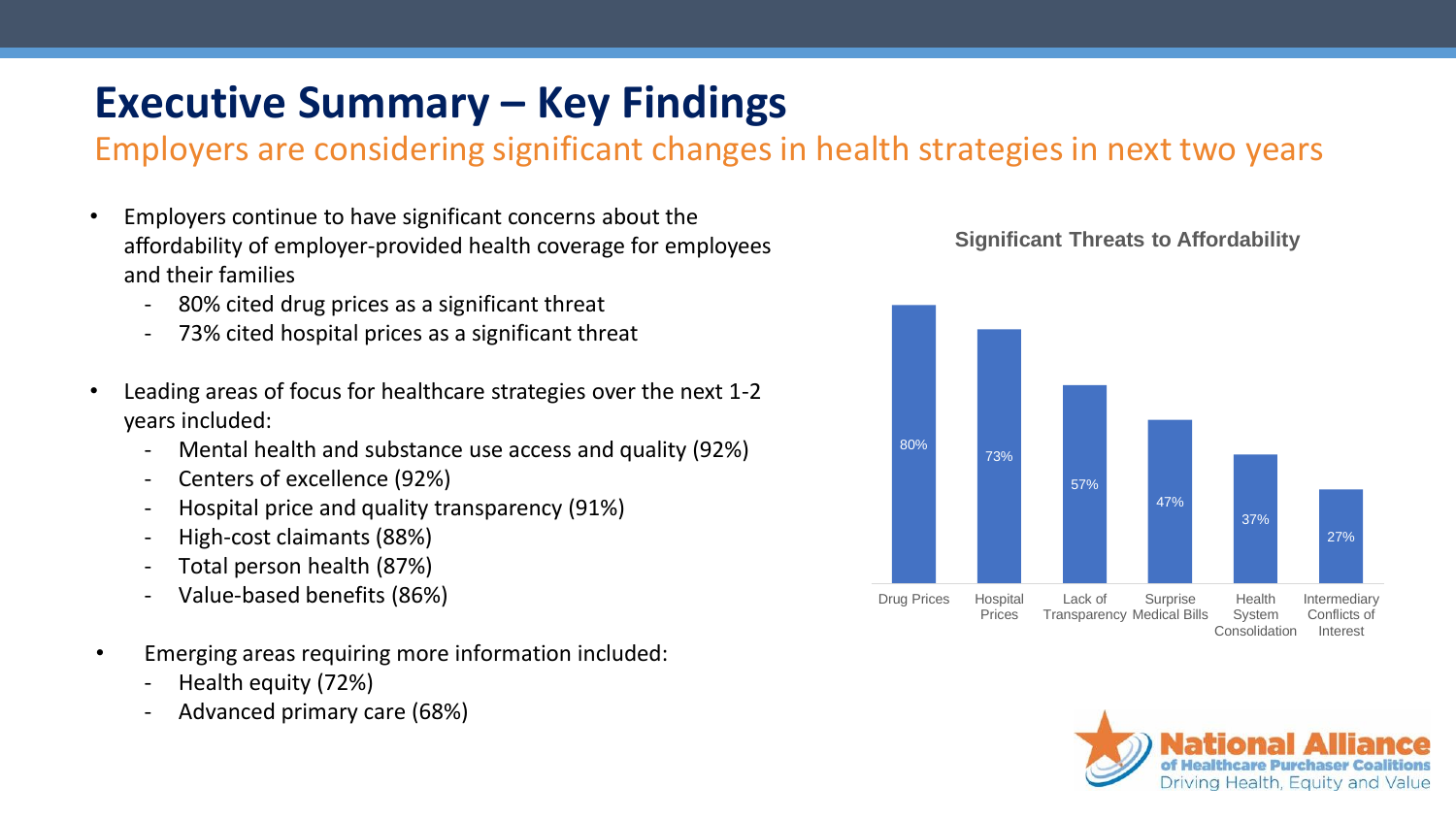# Executive Summary – Key Findings

## Employers are considering significant changes in health strategies in next two years

- Employers continue to have significant concerns about the affordability of employer-provided health coverage for employees and their families
  - 80% cited drug prices as a significant threat
  - 73% cited hospital prices as a significant threat
- Leading areas of focus for healthcare strategies over the next 1-2 years included:
  - Mental health and substance use access and quality (92%)
  - Centers of excellence (92%)
  - Hospital price and quality transparency (91%)
  - High-cost claimants (88%)
  - Total person health (87%)
  - Value-based benefits (86%)
- Emerging areas requiring more information included:
  - Health equity (72%)
  - Advanced primary care (68%)

**Significant Threats to Affordability**

| Threat | Percent |
| --- | --- |
| Drug Prices | 80% |
| Hospital Prices | 73% |
| Lack of Transparency | 57% |
| Surprise Medical Bills | 47% |
| Health System Consolidation | 37% |
| Intermediary Conflicts of Interest | 27% |

National Alliance of Healthcare Purchaser Coalitions
Driving Health, Equity and Value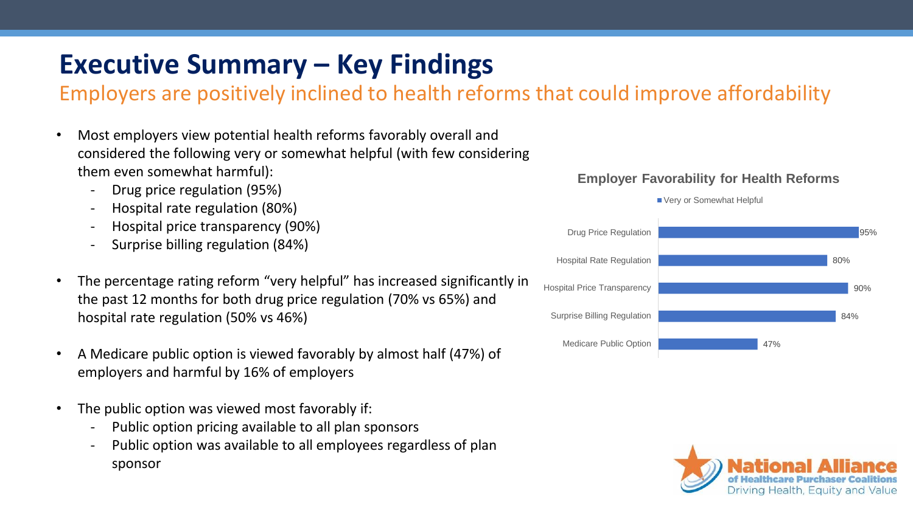# Executive Summary – Key Findings

## Employers are positively inclined to health reforms that could improve affordability

- Most employers view potential health reforms favorably overall and considered the following very or somewhat helpful (with few considering them even somewhat harmful):
  - Drug price regulation (95%)
  - Hospital rate regulation (80%)
  - Hospital price transparency (90%)
  - Surprise billing regulation (84%)
- The percentage rating reform "very helpful" has increased significantly in the past 12 months for both drug price regulation (70% vs 65%) and hospital rate regulation (50% vs 46%)
- A Medicare public option is viewed favorably by almost half (47%) of employers and harmful by 16% of employers
- The public option was viewed most favorably if:
  - Public option pricing available to all plan sponsors
  - Public option was available to all employees regardless of plan sponsor

**Employer Favorability for Health Reforms**

| Reform | Very or Somewhat Helpful |
| --- | --- |
| Drug Price Regulation | 95% |
| Hospital Rate Regulation | 80% |
| Hospital Price Transparency | 90% |
| Surprise Billing Regulation | 84% |
| Medicare Public Option | 47% |

National Alliance of Healthcare Purchaser Coalitions
Driving Health, Equity and Value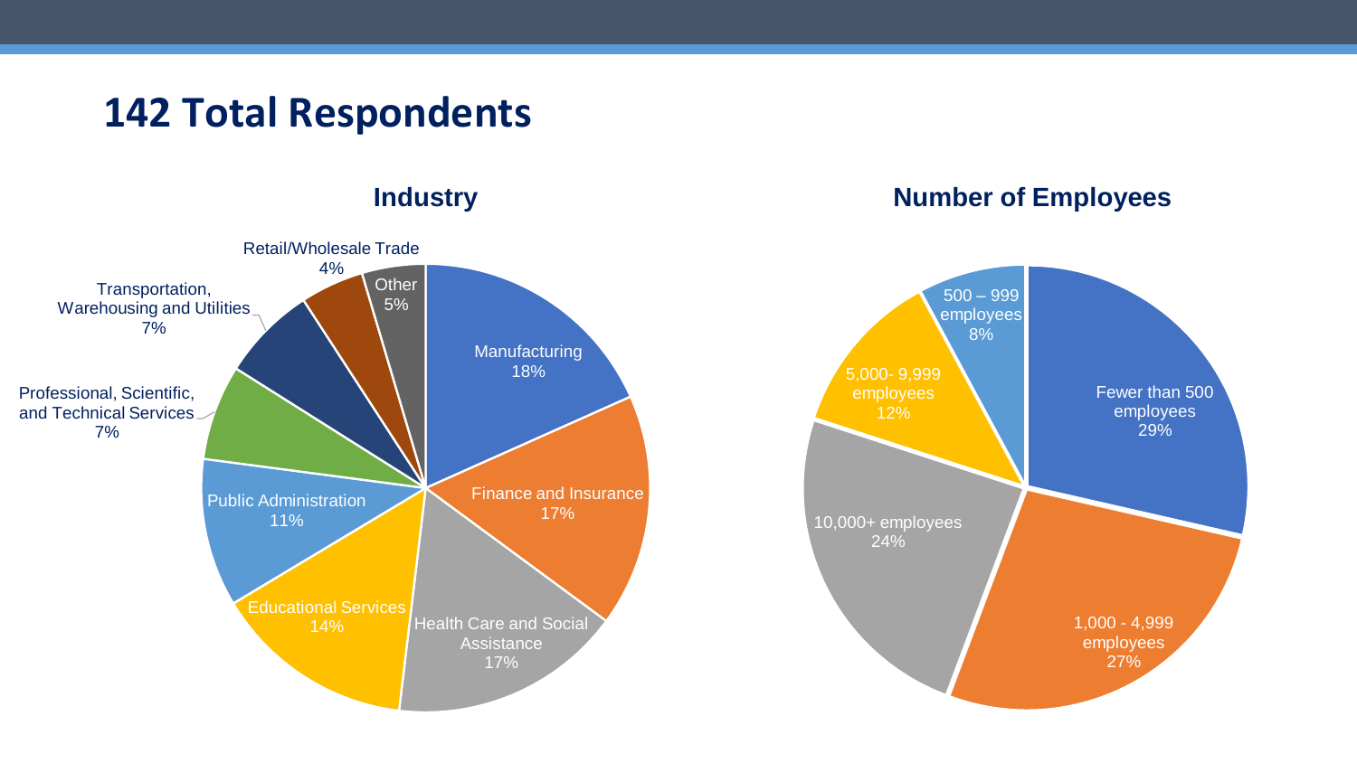# 142 Total Respondents

## Industry

| Industry | Percentage |
| --- | --- |
| Manufacturing | 18% |
| Finance and Insurance | 17% |
| Health Care and Social Assistance | 17% |
| Educational Services | 14% |
| Public Administration | 11% |
| Professional, Scientific, and Technical Services | 7% |
| Transportation, Warehousing and Utilities | 7% |
| Retail/Wholesale Trade | 4% |
| Other | 5% |

## Number of Employees

| Number of Employees | Percentage |
| --- | --- |
| Fewer than 500 employees | 29% |
| 1,000 - 4,999 employees | 27% |
| 10,000+ employees | 24% |
| 5,000- 9,999 employees | 12% |
| 500 – 999 employees | 8% |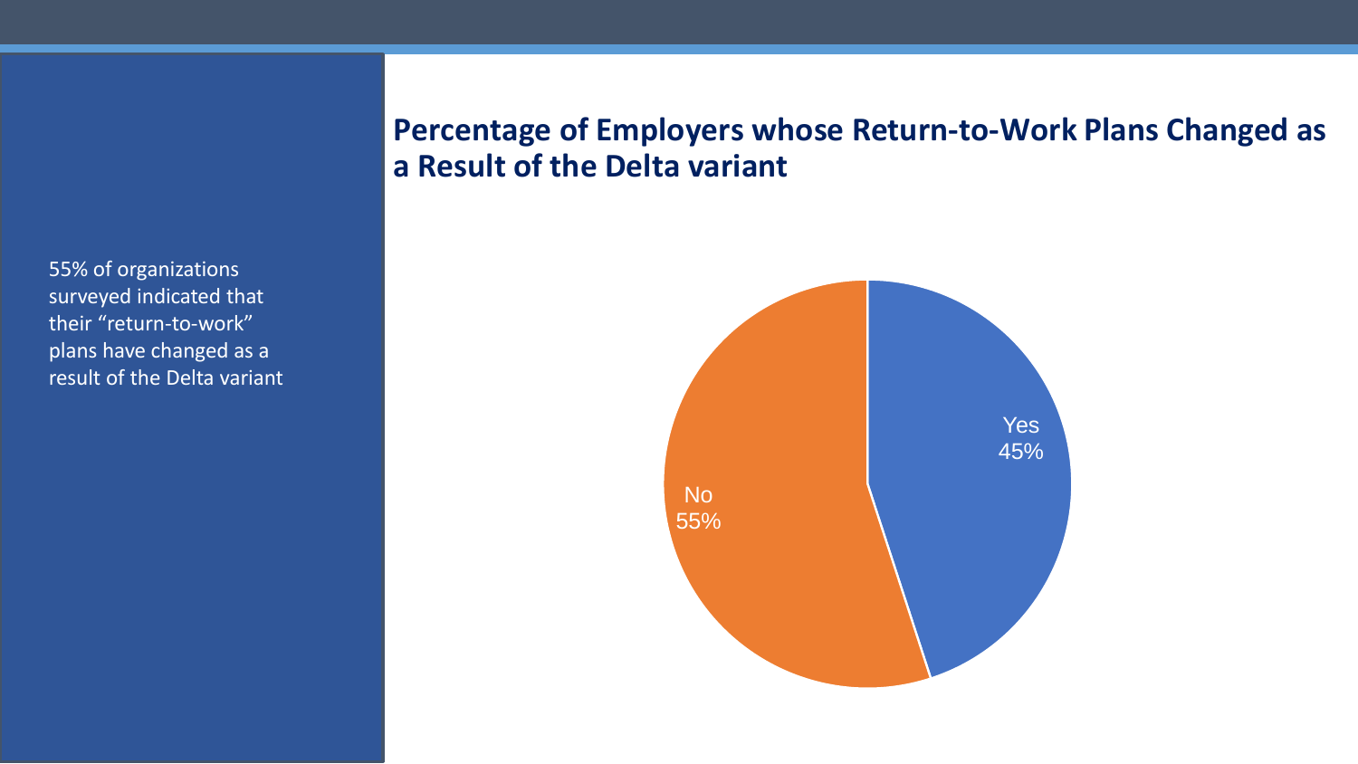## Percentage of Employers whose Return-to-Work Plans Changed as a Result of the Delta variant

55% of organizations surveyed indicated that their "return-to-work" plans have changed as a result of the Delta variant

Yes 45%

No 55%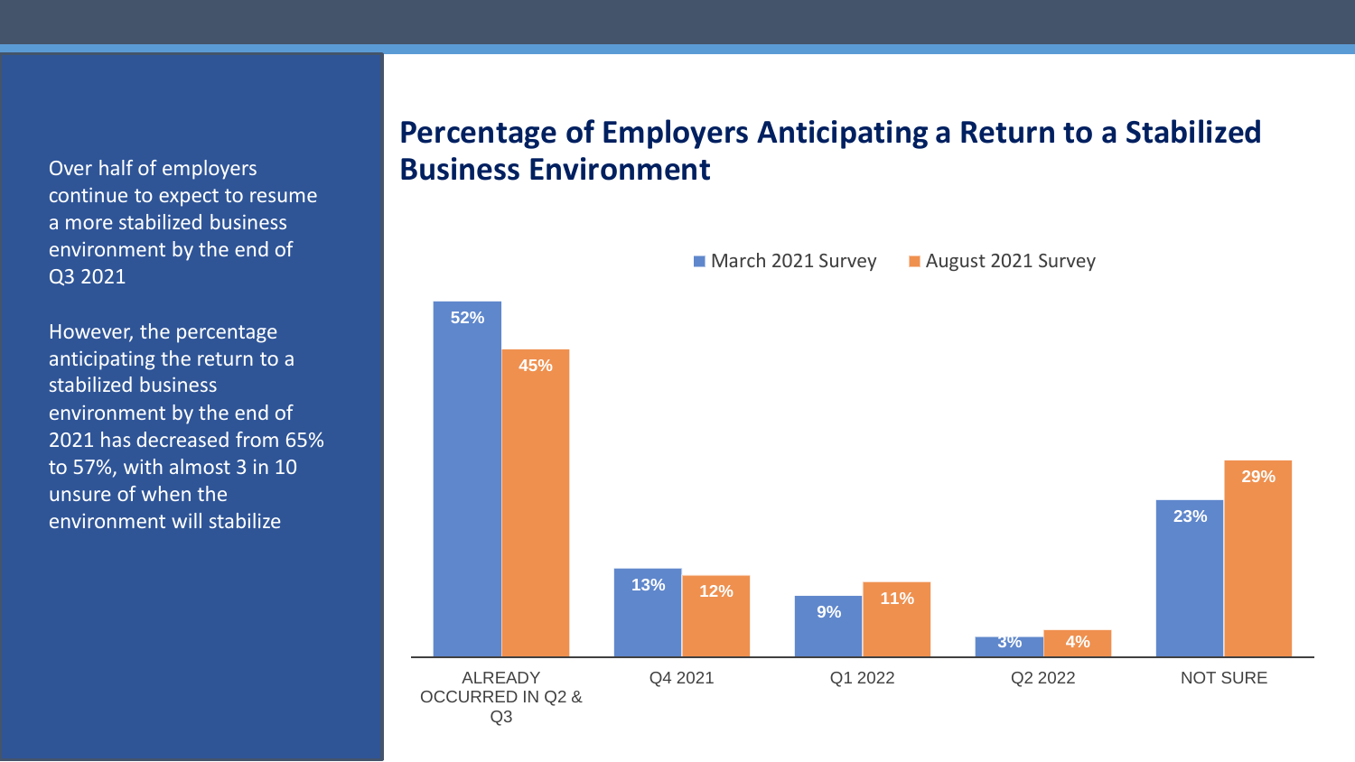Over half of employers continue to expect to resume a more stabilized business environment by the end of Q3 2021

However, the percentage anticipating the return to a stabilized business environment by the end of 2021 has decreased from 65% to 57%, with almost 3 in 10 unsure of when the environment will stabilize

## Percentage of Employers Anticipating a Return to a Stabilized Business Environment

| | March 2021 Survey | August 2021 Survey |
|---|---|---|
| ALREADY OCCURRED IN Q2 & Q3 | 52% | 45% |
| Q4 2021 | 13% | 12% |
| Q1 2022 | 9% | 11% |
| Q2 2022 | 3% | 4% |
| NOT SURE | 23% | 29% |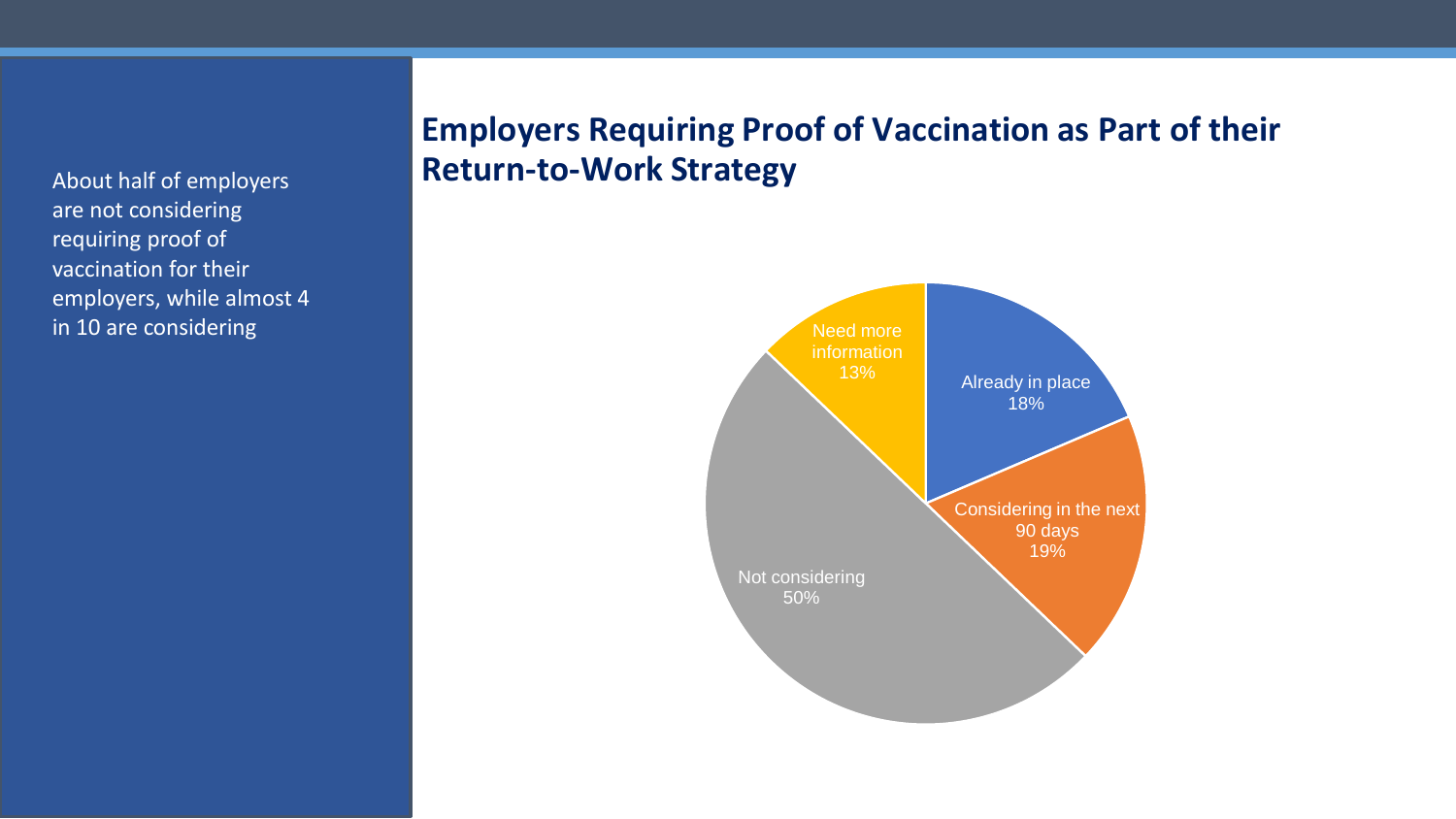About half of employers are not considering requiring proof of vaccination for their employers, while almost 4 in 10 are considering

## Employers Requiring Proof of Vaccination as Part of their Return-to-Work Strategy

| Category | Percentage |
| --- | --- |
| Already in place | 18% |
| Considering in the next 90 days | 19% |
| Not considering | 50% |
| Need more information | 13% |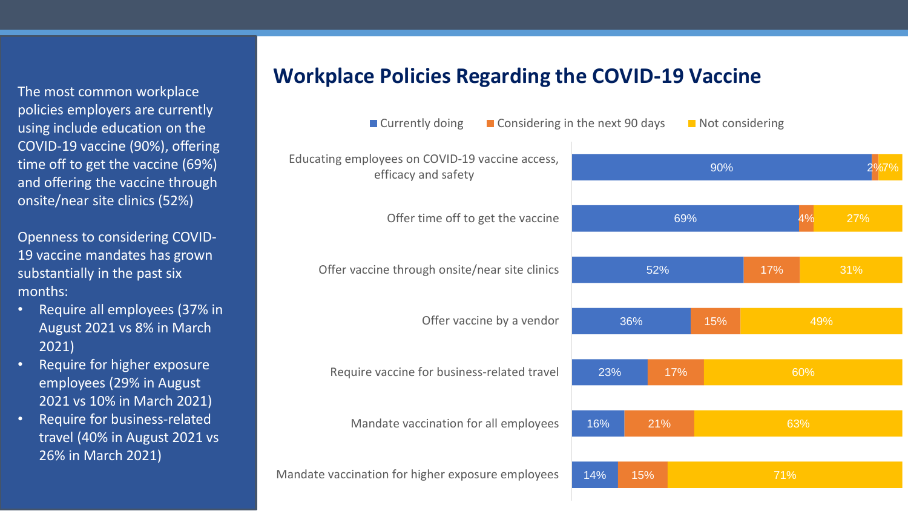The most common workplace policies employers are currently using include education on the COVID-19 vaccine (90%), offering time off to get the vaccine (69%) and offering the vaccine through onsite/near site clinics (52%)

Openness to considering COVID-19 vaccine mandates has grown substantially in the past six months:

- Require all employees (37% in August 2021 vs 8% in March 2021)
- Require for higher exposure employees (29% in August 2021 vs 10% in March 2021)
- Require for business-related travel (40% in August 2021 vs 26% in March 2021)

## Workplace Policies Regarding the COVID-19 Vaccine

| Policy | Currently doing | Considering in the next 90 days | Not considering |
|---|---|---|---|
| Educating employees on COVID-19 vaccine access, efficacy and safety | 90% | 2% | 7% |
| Offer time off to get the vaccine | 69% | 4% | 27% |
| Offer vaccine through onsite/near site clinics | 52% | 17% | 31% |
| Offer vaccine by a vendor | 36% | 15% | 49% |
| Require vaccine for business-related travel | 23% | 17% | 60% |
| Mandate vaccination for all employees | 16% | 21% | 63% |
| Mandate vaccination for higher exposure employees | 14% | 15% | 71% |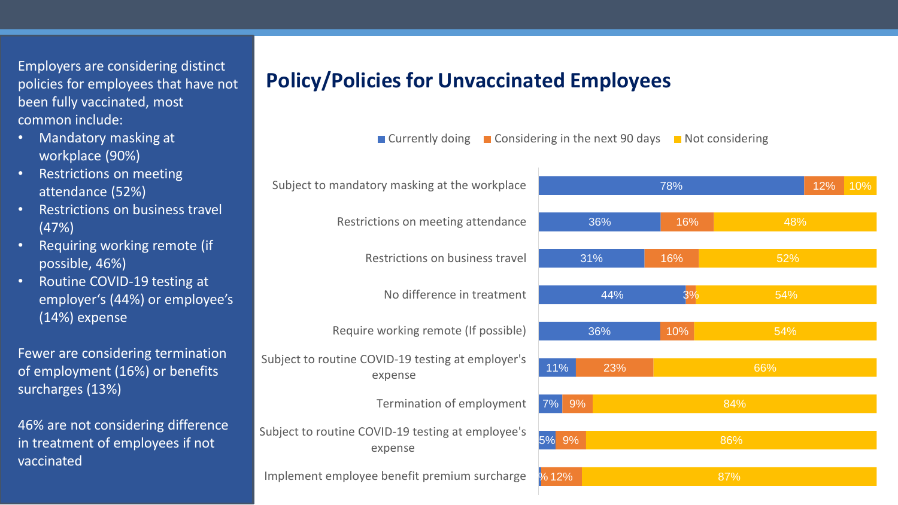Employers are considering distinct policies for employees that have not been fully vaccinated, most common include:

- Mandatory masking at workplace (90%)
- Restrictions on meeting attendance (52%)
- Restrictions on business travel (47%)
- Requiring working remote (if possible, 46%)
- Routine COVID-19 testing at employer's (44%) or employee's (14%) expense

Fewer are considering termination of employment (16%) or benefits surcharges (13%)

46% are not considering difference in treatment of employees if not vaccinated

# Policy/Policies for Unvaccinated Employees

| Policy | Currently doing | Considering in the next 90 days | Not considering |
|---|---|---|---|
| Subject to mandatory masking at the workplace | 78% | 12% | 10% |
| Restrictions on meeting attendance | 36% | 16% | 48% |
| Restrictions on business travel | 31% | 16% | 52% |
| No difference in treatment | 44% | 3% | 54% |
| Require working remote (If possible) | 36% | 10% | 54% |
| Subject to routine COVID-19 testing at employer's expense | 11% | 23% | 66% |
| Termination of employment | 7% | 9% | 84% |
| Subject to routine COVID-19 testing at employee's expense | 5% | 9% | 86% |
| Implement employee benefit premium surcharge | % | 12% | 87% |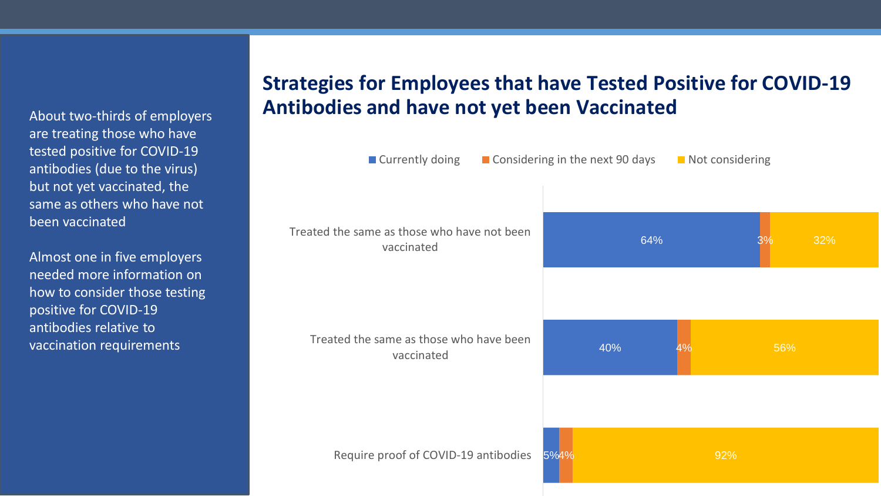About two-thirds of employers are treating those who have tested positive for COVID-19 antibodies (due to the virus) but not yet vaccinated, the same as others who have not been vaccinated

Almost one in five employers needed more information on how to consider those testing positive for COVID-19 antibodies relative to vaccination requirements

## Strategies for Employees that have Tested Positive for COVID-19 Antibodies and have not yet been Vaccinated

| Strategy | Currently doing | Considering in the next 90 days | Not considering |
|---|---|---|---|
| Treated the same as those who have not been vaccinated | 64% | 3% | 32% |
| Treated the same as those who have been vaccinated | 40% | 4% | 56% |
| Require proof of COVID-19 antibodies | 5% | 4% | 92% |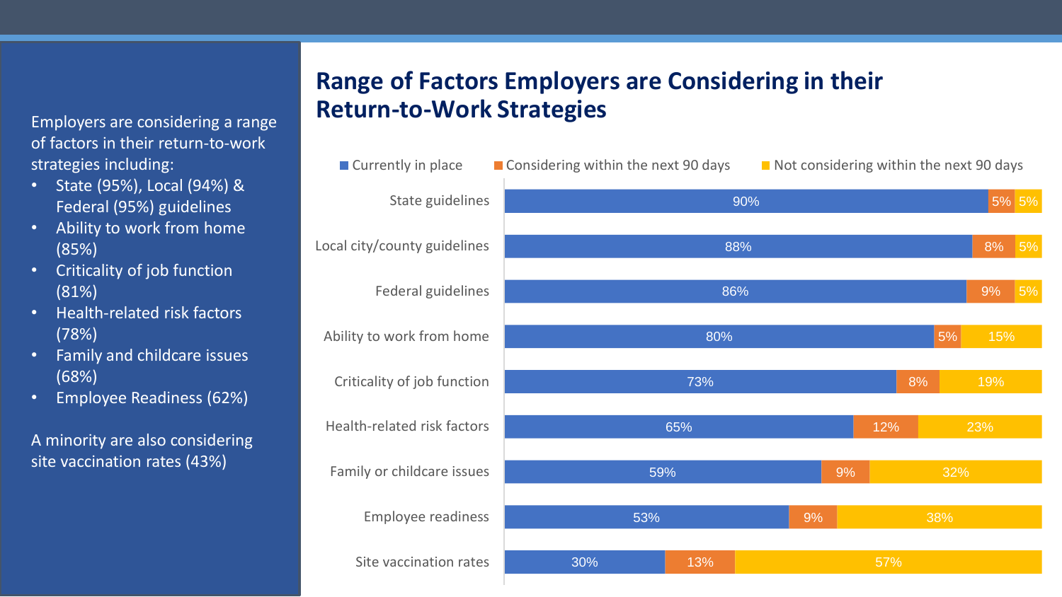Employers are considering a range of factors in their return-to-work strategies including:

- State (95%), Local (94%) & Federal (95%) guidelines
- Ability to work from home (85%)
- Criticality of job function (81%)
- Health-related risk factors (78%)
- Family and childcare issues (68%)
- Employee Readiness (62%)

A minority are also considering site vaccination rates (43%)

# Range of Factors Employers are Considering in their Return-to-Work Strategies

| Factor | Currently in place | Considering within the next 90 days | Not considering within the next 90 days |
|---|---|---|---|
| State guidelines | 90% | 5% | 5% |
| Local city/county guidelines | 88% | 8% | 5% |
| Federal guidelines | 86% | 9% | 5% |
| Ability to work from home | 80% | 5% | 15% |
| Criticality of job function | 73% | 8% | 19% |
| Health-related risk factors | 65% | 12% | 23% |
| Family or childcare issues | 59% | 9% | 32% |
| Employee readiness | 53% | 9% | 38% |
| Site vaccination rates | 30% | 13% | 57% |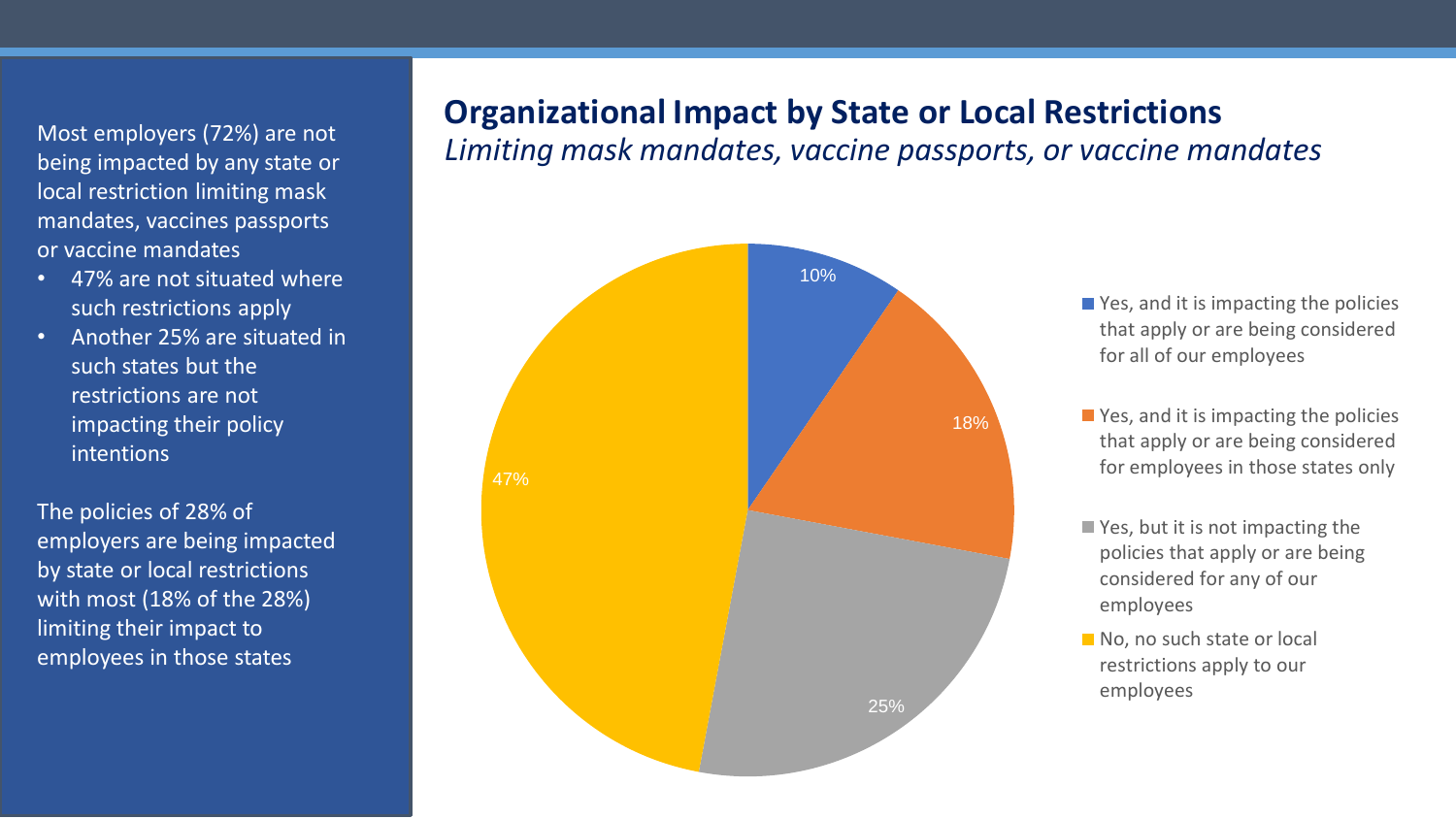Most employers (72%) are not being impacted by any state or local restriction limiting mask mandates, vaccines passports or vaccine mandates

- 47% are not situated where such restrictions apply
- Another 25% are situated in such states but the restrictions are not impacting their policy intentions

The policies of 28% of employers are being impacted by state or local restrictions with most (18% of the 28%) limiting their impact to employees in those states

## Organizational Impact by State or Local Restrictions

*Limiting mask mandates, vaccine passports, or vaccine mandates*

| Response | Percentage |
| --- | --- |
| Yes, and it is impacting the policies that apply or are being considered for all of our employees | 10% |
| Yes, and it is impacting the policies that apply or are being considered for employees in those states only | 18% |
| Yes, but it is not impacting the policies that apply or are being considered for any of our employees | 25% |
| No, no such state or local restrictions apply to our employees | 47% |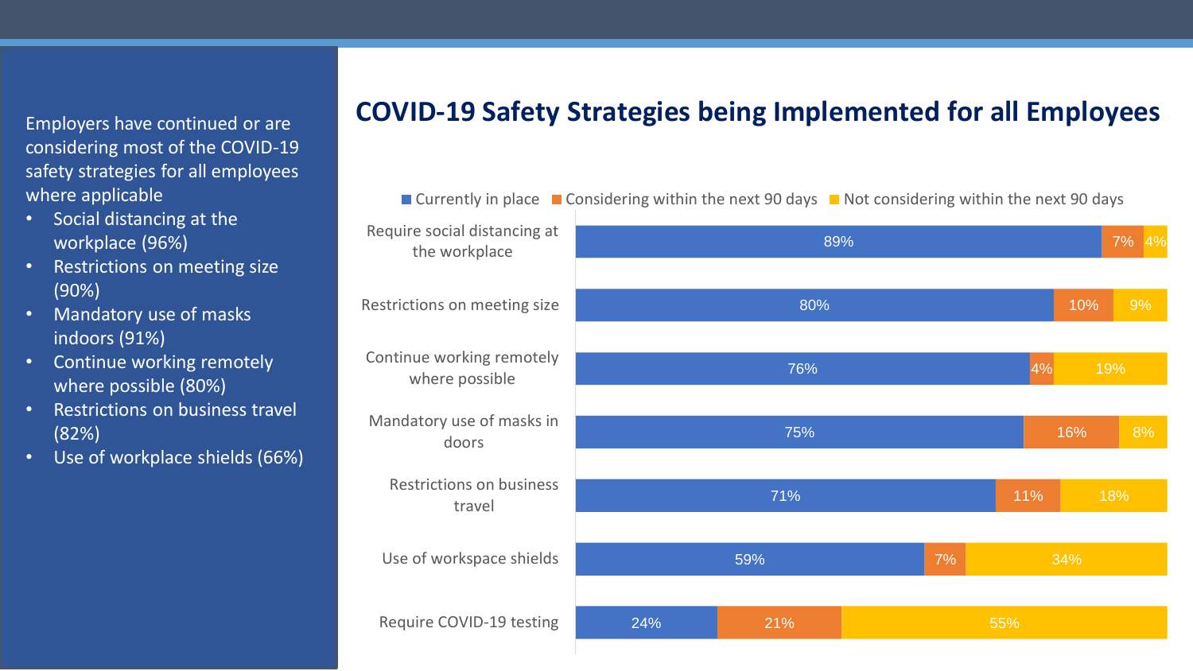Employers have continued or are considering most of the COVID-19 safety strategies for all employees where applicable

- Social distancing at the workplace (96%)
- Restrictions on meeting size (90%)
- Mandatory use of masks indoors (91%)
- Continue working remotely where possible (80%)
- Restrictions on business travel (82%)
- Use of workplace shields (66%)

## COVID-19 Safety Strategies being Implemented for all Employees

| | Currently in place | Considering within the next 90 days | Not considering within the next 90 days |
|---|---|---|---|
| Require social distancing at the workplace | 89% | 7% | 4% |
| Restrictions on meeting size | 80% | 10% | 9% |
| Continue working remotely where possible | 76% | 4% | 19% |
| Mandatory use of masks in doors | 75% | 16% | 8% |
| Restrictions on business travel | 71% | 11% | 18% |
| Use of workspace shields | 59% | 7% | 34% |
| Require COVID-19 testing | 24% | 21% | 55% |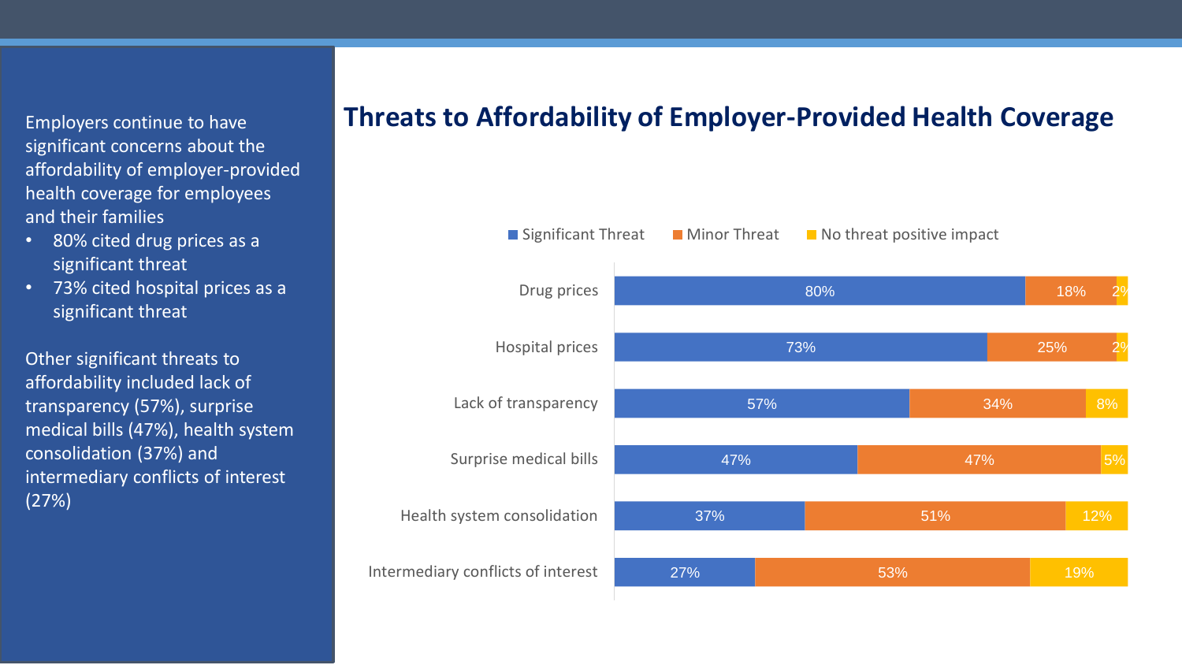Employers continue to have significant concerns about the affordability of employer-provided health coverage for employees and their families

- 80% cited drug prices as a significant threat
- 73% cited hospital prices as a significant threat

Other significant threats to affordability included lack of transparency (57%), surprise medical bills (47%), health system consolidation (37%) and intermediary conflicts of interest (27%)

# Threats to Affordability of Employer-Provided Health Coverage

| | Significant Threat | Minor Threat | No threat positive impact |
|---|---|---|---|
| Drug prices | 80% | 18% | 2% |
| Hospital prices | 73% | 25% | 2% |
| Lack of transparency | 57% | 34% | 8% |
| Surprise medical bills | 47% | 47% | 5% |
| Health system consolidation | 37% | 51% | 12% |
| Intermediary conflicts of interest | 27% | 53% | 19% |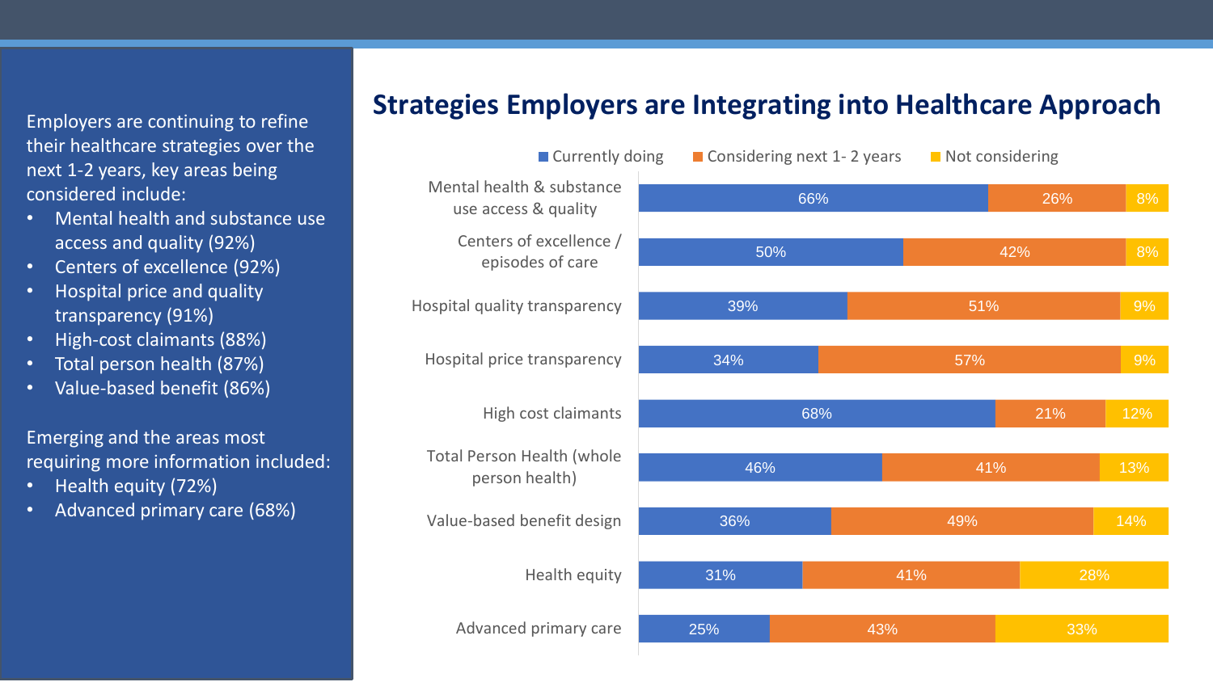Employers are continuing to refine their healthcare strategies over the next 1-2 years, key areas being considered include:

- Mental health and substance use access and quality (92%)
- Centers of excellence (92%)
- Hospital price and quality transparency (91%)
- High-cost claimants (88%)
- Total person health (87%)
- Value-based benefit (86%)

Emerging and the areas most requiring more information included:

- Health equity (72%)
- Advanced primary care (68%)

## Strategies Employers are Integrating into Healthcare Approach

| Strategy | Currently doing | Considering next 1- 2 years | Not considering |
| --- | --- | --- | --- |
| Mental health & substance use access & quality | 66% | 26% | 8% |
| Centers of excellence / episodes of care | 50% | 42% | 8% |
| Hospital quality transparency | 39% | 51% | 9% |
| Hospital price transparency | 34% | 57% | 9% |
| High cost claimants | 68% | 21% | 12% |
| Total Person Health (whole person health) | 46% | 41% | 13% |
| Value-based benefit design | 36% | 49% | 14% |
| Health equity | 31% | 41% | 28% |
| Advanced primary care | 25% | 43% | 33% |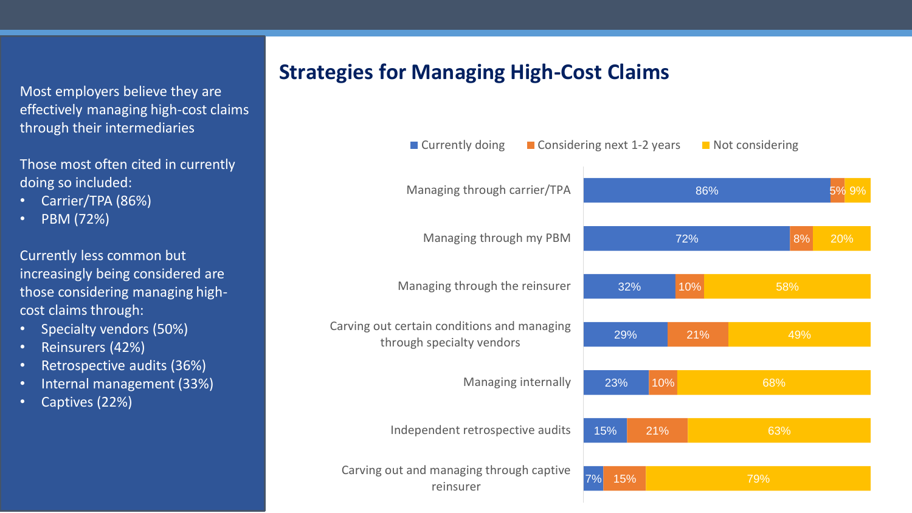Most employers believe they are effectively managing high-cost claims through their intermediaries

Those most often cited in currently doing so included:

- Carrier/TPA (86%)
- PBM (72%)

Currently less common but increasingly being considered are those considering managing high-cost claims through:

- Specialty vendors (50%)
- Reinsurers (42%)
- Retrospective audits (36%)
- Internal management (33%)
- Captives (22%)

# Strategies for Managing High-Cost Claims

| Strategy | Currently doing | Considering next 1-2 years | Not considering |
| --- | --- | --- | --- |
| Managing through carrier/TPA | 86% | 5% | 9% |
| Managing through my PBM | 72% | 8% | 20% |
| Managing through the reinsurer | 32% | 10% | 58% |
| Carving out certain conditions and managing through specialty vendors | 29% | 21% | 49% |
| Managing internally | 23% | 10% | 68% |
| Independent retrospective audits | 15% | 21% | 63% |
| Carving out and managing through captive reinsurer | 7% | 15% | 79% |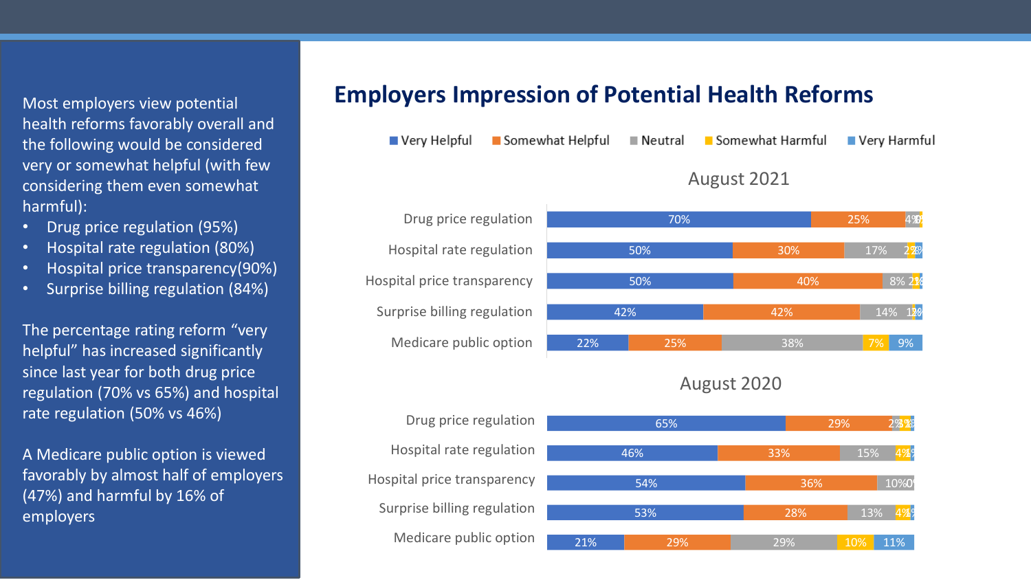Most employers view potential health reforms favorably overall and the following would be considered very or somewhat helpful (with few considering them even somewhat harmful):

- Drug price regulation (95%)
- Hospital rate regulation (80%)
- Hospital price transparency(90%)
- Surprise billing regulation (84%)

The percentage rating reform "very helpful" has increased significantly since last year for both drug price regulation (70% vs 65%) and hospital rate regulation (50% vs 46%)

A Medicare public option is viewed favorably by almost half of employers (47%) and harmful by 16% of employers

# Employers Impression of Potential Health Reforms

## August 2021

| | Very Helpful | Somewhat Helpful | Neutral | Somewhat Harmful | Very Harmful |
|---|---|---|---|---|---|
| Drug price regulation | 70% | 25% | 4% | 0% | |
| Hospital rate regulation | 50% | 30% | 17% | 2% | 2% |
| Hospital price transparency | 50% | 40% | 8% | 2% | 1% |
| Surprise billing regulation | 42% | 42% | 14% | 1% | 2% |
| Medicare public option | 22% | 25% | 38% | 7% | 9% |

## August 2020

| | Very Helpful | Somewhat Helpful | Neutral | Somewhat Harmful | Very Harmful |
|---|---|---|---|---|---|
| Drug price regulation | 65% | 29% | 2% | 3% | 1% |
| Hospital rate regulation | 46% | 33% | 15% | 4% | 1% |
| Hospital price transparency | 54% | 36% | 10% | 0% | |
| Surprise billing regulation | 53% | 28% | 13% | 4% | 1% |
| Medicare public option | 21% | 29% | 29% | 10% | 11% |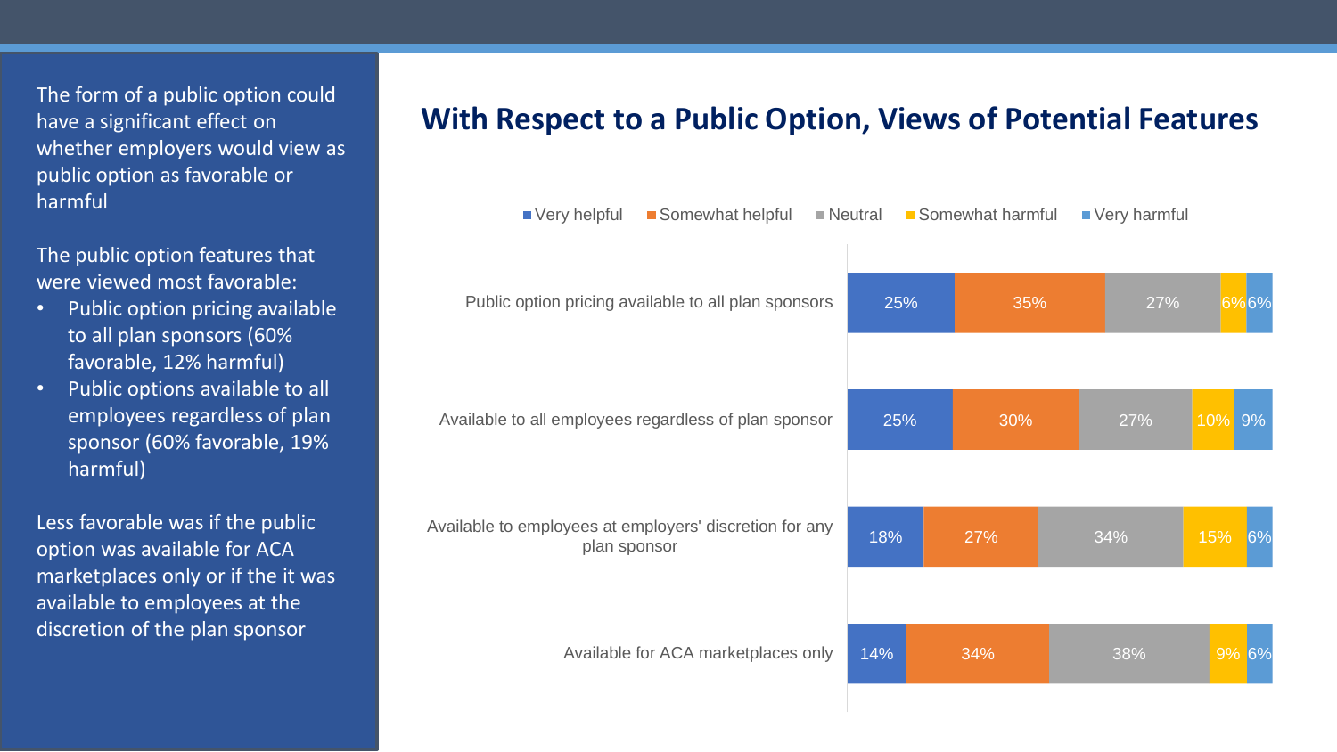The form of a public option could have a significant effect on whether employers would view as public option as favorable or harmful

The public option features that were viewed most favorable:

- Public option pricing available to all plan sponsors (60% favorable, 12% harmful)
- Public options available to all employees regardless of plan sponsor (60% favorable, 19% harmful)

Less favorable was if the public option was available for ACA marketplaces only or if the it was available to employees at the discretion of the plan sponsor

# With Respect to a Public Option, Views of Potential Features

| | Very helpful | Somewhat helpful | Neutral | Somewhat harmful | Very harmful |
|---|---|---|---|---|---|
| Public option pricing available to all plan sponsors | 25% | 35% | 27% | 6% | 6% |
| Available to all employees regardless of plan sponsor | 25% | 30% | 27% | 10% | 9% |
| Available to employees at employers' discretion for any plan sponsor | 18% | 27% | 34% | 15% | 6% |
| Available for ACA marketplaces only | 14% | 34% | 38% | 9% | 6% |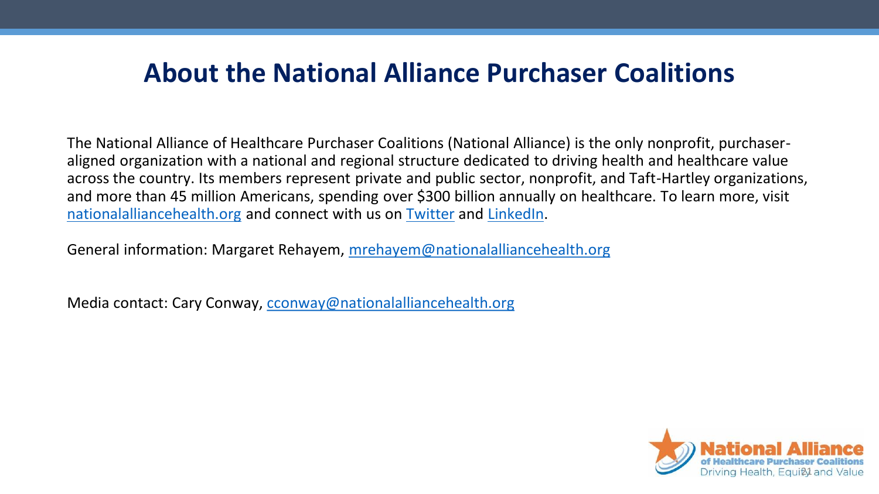# About the National Alliance Purchaser Coalitions

The National Alliance of Healthcare Purchaser Coalitions (National Alliance) is the only nonprofit, purchaser-aligned organization with a national and regional structure dedicated to driving health and healthcare value across the country. Its members represent private and public sector, nonprofit, and Taft-Hartley organizations, and more than 45 million Americans, spending over $300 billion annually on healthcare. To learn more, visit [nationalalliancehealth.org](nationalalliancehealth.org) and connect with us on Twitter and LinkedIn.

General information: Margaret Rehayem, mrehayem@nationalalliancehealth.org

Media contact: Cary Conway, cconway@nationalalliancehealth.org